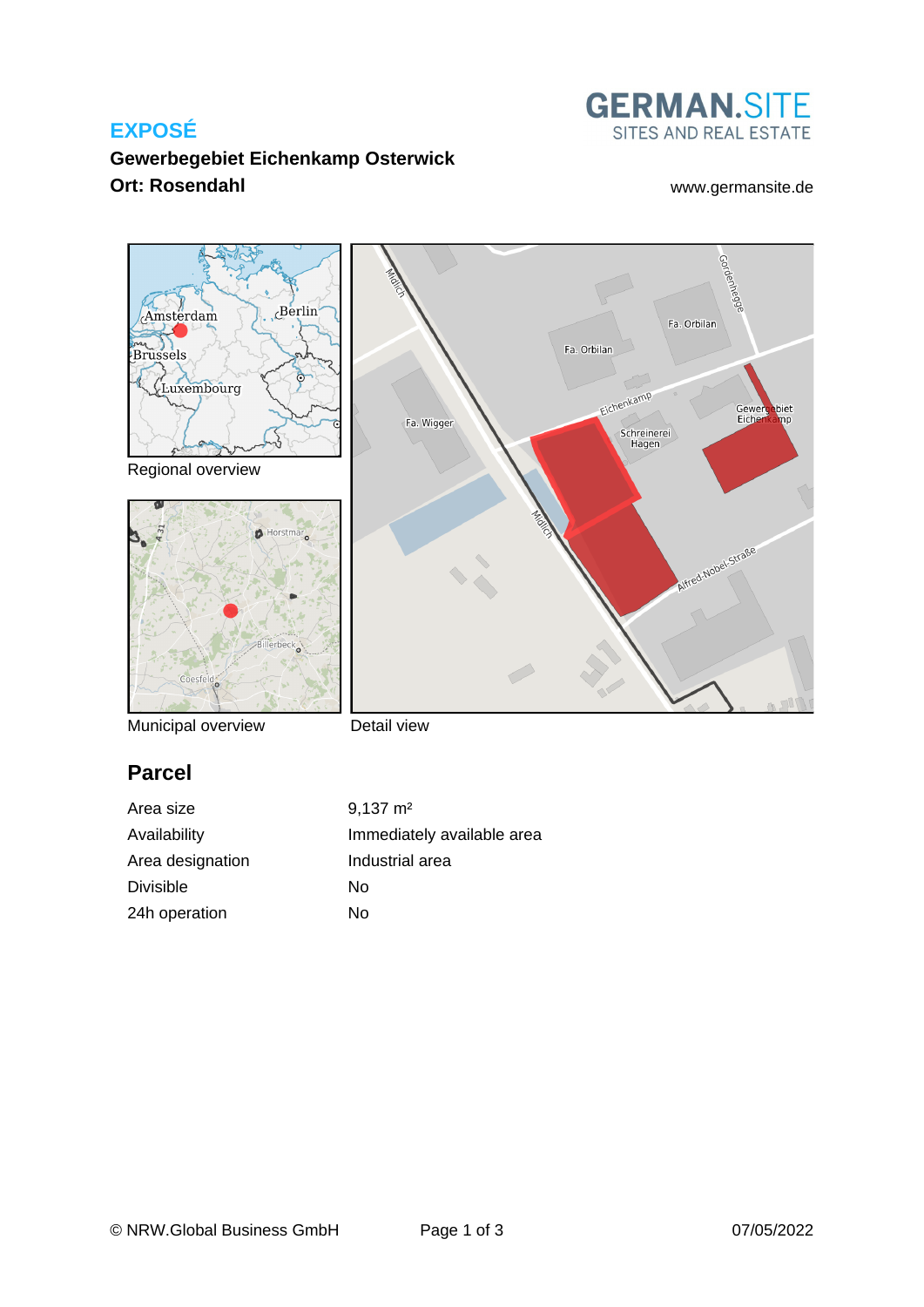# EXPOSÉ

**Gewerbegebiet Eichenkamp Osterwick**

**Ort: Rosendahl**

GERMAN.SITE
SITES AND REAL ESTATE

www.germansite.de

Regional overview

Municipal overview

Detail view

## Parcel

| | |
|---|---|
| Area size | 9,137 m² |
| Availability | Immediately available area |
| Area designation | Industrial area |
| Divisible | No |
| 24h operation | No |

© NRW.Global Business GmbH

07/05/2022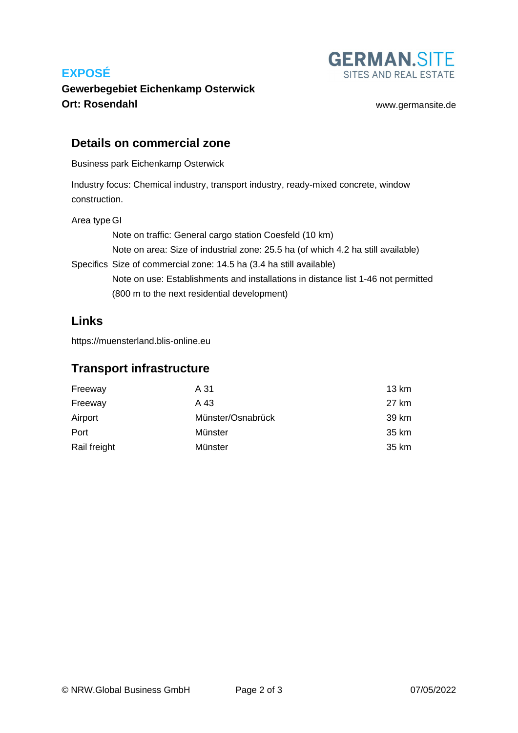**EXPOSÉ**

**Gewerbegebiet Eichenkamp Osterwick**
**Ort: Rosendahl**

## Details on commercial zone

Business park Eichenkamp Osterwick

Industry focus: Chemical industry, transport industry, ready-mixed concrete, window construction.

| | |
|---|---|
| Area type | GI |
| Specifics | Note on traffic: General cargo station Coesfeld (10 km)<br>Note on area: Size of industrial zone: 25.5 ha (of which 4.2 ha still available)<br>Size of commercial zone: 14.5 ha (3.4 ha still available)<br>Note on use: Establishments and installations in distance list 1-46 not permitted (800 m to the next residential development) |

## Links

https://muensterland.blis-online.eu

## Transport infrastructure

| | | |
|---|---|---|
| Freeway | A 31 | 13 km |
| Freeway | A 43 | 27 km |
| Airport | Münster/Osnabrück | 39 km |
| Port | Münster | 35 km |
| Rail freight | Münster | 35 km |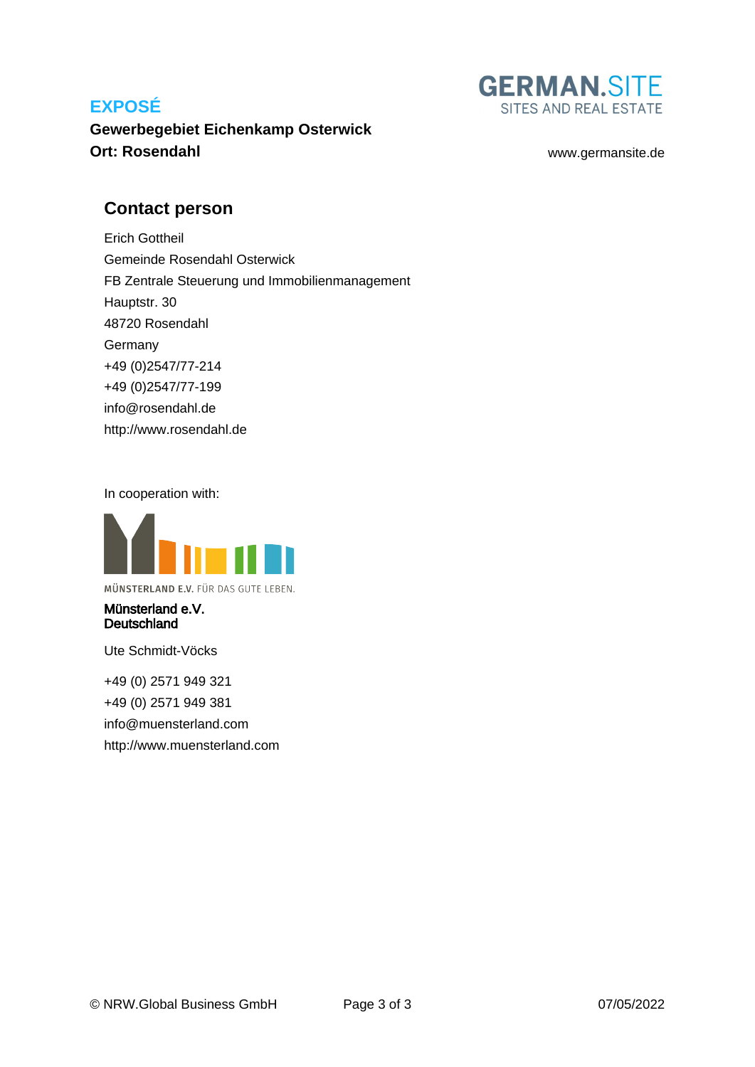**EXPOSÉ**

**Gewerbegebiet Eichenkamp Osterwick**
**Ort: Rosendahl**

GERMAN.SITE
SITES AND REAL ESTATE

www.germansite.de

## Contact person

Erich Gottheil
Gemeinde Rosendahl Osterwick
FB Zentrale Steuerung und Immobilienmanagement
Hauptstr. 30
48720 Rosendahl
Germany
+49 (0)2547/77-214
+49 (0)2547/77-199
info@rosendahl.de
http://www.rosendahl.de

In cooperation with:

MÜNSTERLAND E.V. FÜR DAS GUTE LEBEN.

**Münsterland e.V.**
**Deutschland**

Ute Schmidt-Vöcks

+49 (0) 2571 949 321
+49 (0) 2571 949 381
info@muensterland.com
http://www.muensterland.com

© NRW.Global Business GmbH

07/05/2022